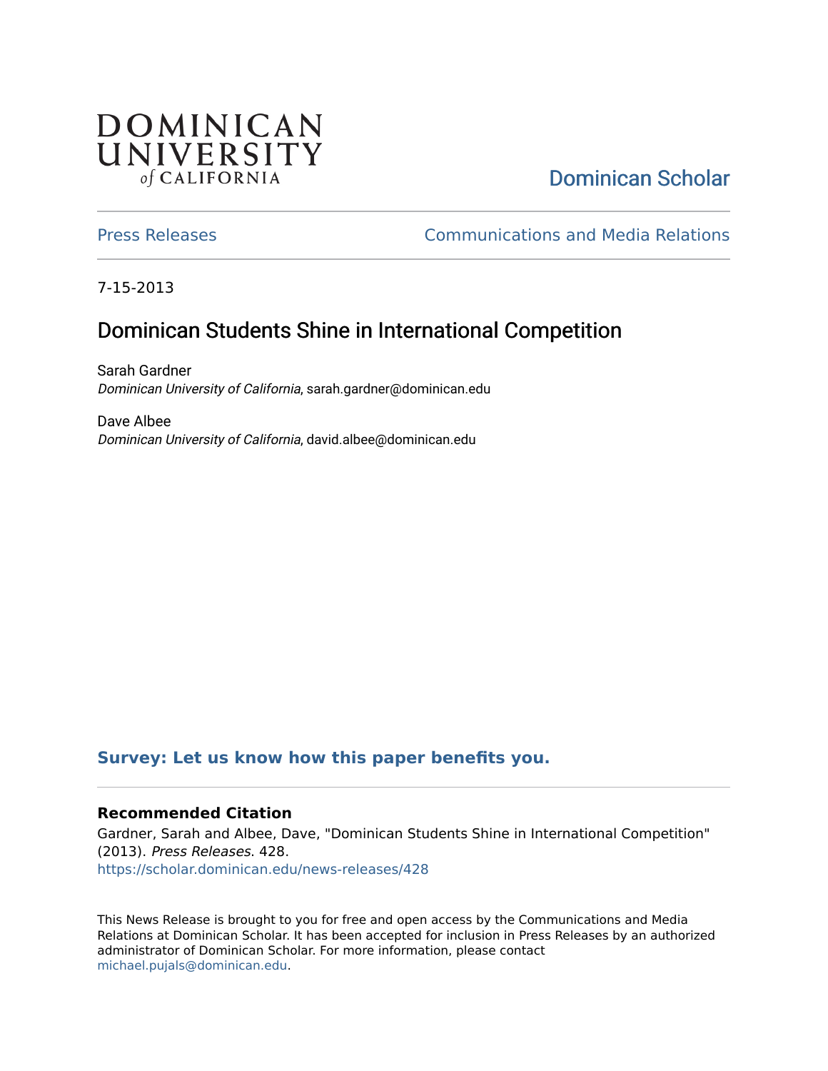DOMINICAN UNIVERSITY *of* CALIFORNIA

Dominican Scholar

Press Releases | Communications and Media Relations

7-15-2013

# Dominican Students Shine in International Competition

Sarah Gardner
*Dominican University of California*, sarah.gardner@dominican.edu

Dave Albee
*Dominican University of California*, david.albee@dominican.edu

**Survey: Let us know how this paper benefits you.**

### Recommended Citation

Gardner, Sarah and Albee, Dave, "Dominican Students Shine in International Competition" (2013). *Press Releases*. 428.
https://scholar.dominican.edu/news-releases/428

This News Release is brought to you for free and open access by the Communications and Media Relations at Dominican Scholar. It has been accepted for inclusion in Press Releases by an authorized administrator of Dominican Scholar. For more information, please contact michael.pujals@dominican.edu.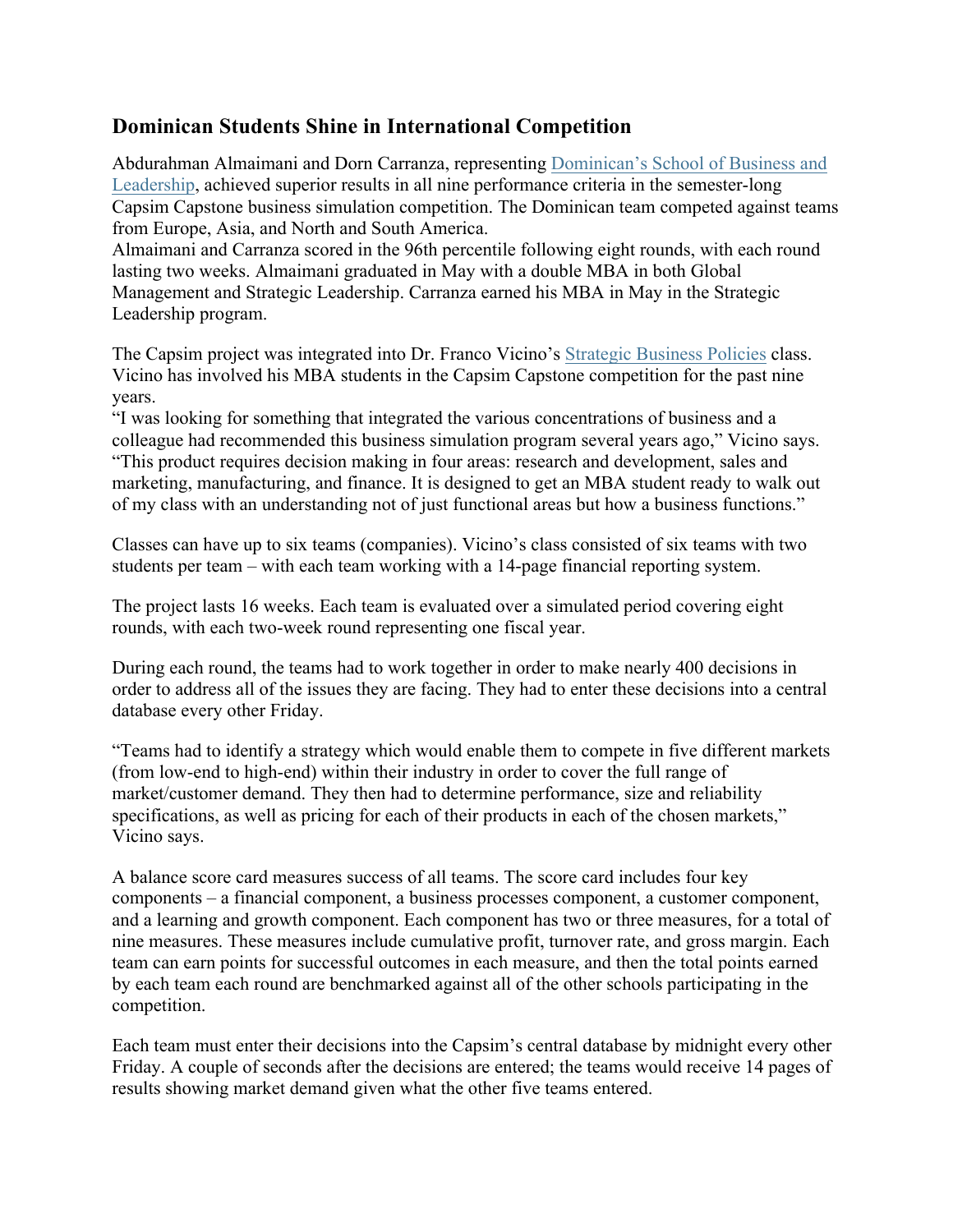## Dominican Students Shine in International Competition

Abdurahman Almaimani and Dorn Carranza, representing Dominican's School of Business and Leadership, achieved superior results in all nine performance criteria in the semester-long Capsim Capstone business simulation competition. The Dominican team competed against teams from Europe, Asia, and North and South America.

Almaimani and Carranza scored in the 96th percentile following eight rounds, with each round lasting two weeks. Almaimani graduated in May with a double MBA in both Global Management and Strategic Leadership. Carranza earned his MBA in May in the Strategic Leadership program.

The Capsim project was integrated into Dr. Franco Vicino's Strategic Business Policies class. Vicino has involved his MBA students in the Capsim Capstone competition for the past nine years.

"I was looking for something that integrated the various concentrations of business and a colleague had recommended this business simulation program several years ago," Vicino says. "This product requires decision making in four areas: research and development, sales and marketing, manufacturing, and finance. It is designed to get an MBA student ready to walk out of my class with an understanding not of just functional areas but how a business functions."

Classes can have up to six teams (companies). Vicino's class consisted of six teams with two students per team – with each team working with a 14-page financial reporting system.

The project lasts 16 weeks. Each team is evaluated over a simulated period covering eight rounds, with each two-week round representing one fiscal year.

During each round, the teams had to work together in order to make nearly 400 decisions in order to address all of the issues they are facing. They had to enter these decisions into a central database every other Friday.

"Teams had to identify a strategy which would enable them to compete in five different markets (from low-end to high-end) within their industry in order to cover the full range of market/customer demand. They then had to determine performance, size and reliability specifications, as well as pricing for each of their products in each of the chosen markets," Vicino says.

A balance score card measures success of all teams. The score card includes four key components – a financial component, a business processes component, a customer component, and a learning and growth component. Each component has two or three measures, for a total of nine measures. These measures include cumulative profit, turnover rate, and gross margin. Each team can earn points for successful outcomes in each measure, and then the total points earned by each team each round are benchmarked against all of the other schools participating in the competition.

Each team must enter their decisions into the Capsim's central database by midnight every other Friday. A couple of seconds after the decisions are entered; the teams would receive 14 pages of results showing market demand given what the other five teams entered.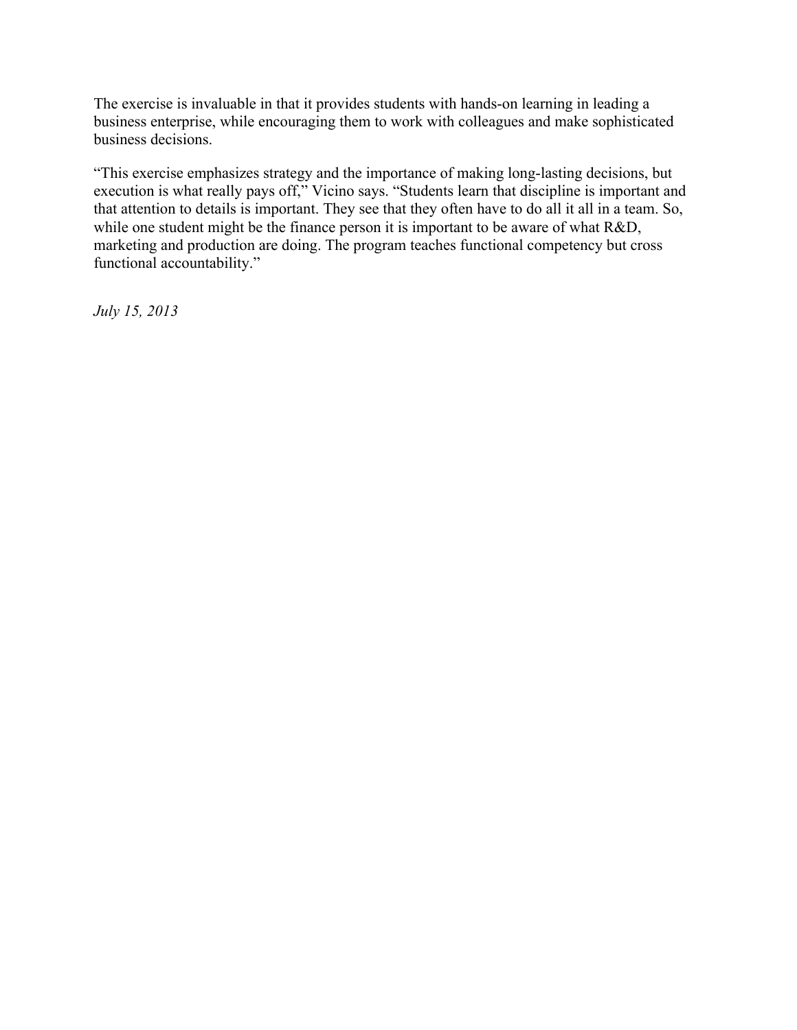The exercise is invaluable in that it provides students with hands-on learning in leading a business enterprise, while encouraging them to work with colleagues and make sophisticated business decisions.

"This exercise emphasizes strategy and the importance of making long-lasting decisions, but execution is what really pays off," Vicino says. "Students learn that discipline is important and that attention to details is important. They see that they often have to do all it all in a team. So, while one student might be the finance person it is important to be aware of what R&D, marketing and production are doing. The program teaches functional competency but cross functional accountability."

*July 15, 2013*